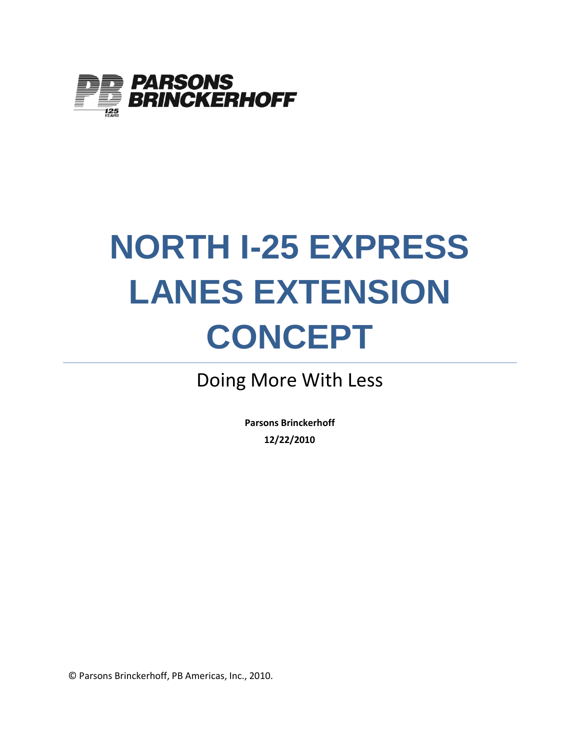PARSONS BRINCKERHOFF

# NORTH I-25 EXPRESS LANES EXTENSION CONCEPT

## Doing More With Less

**Parsons Brinckerhoff**

**12/22/2010**

© Parsons Brinckerhoff, PB Americas, Inc., 2010.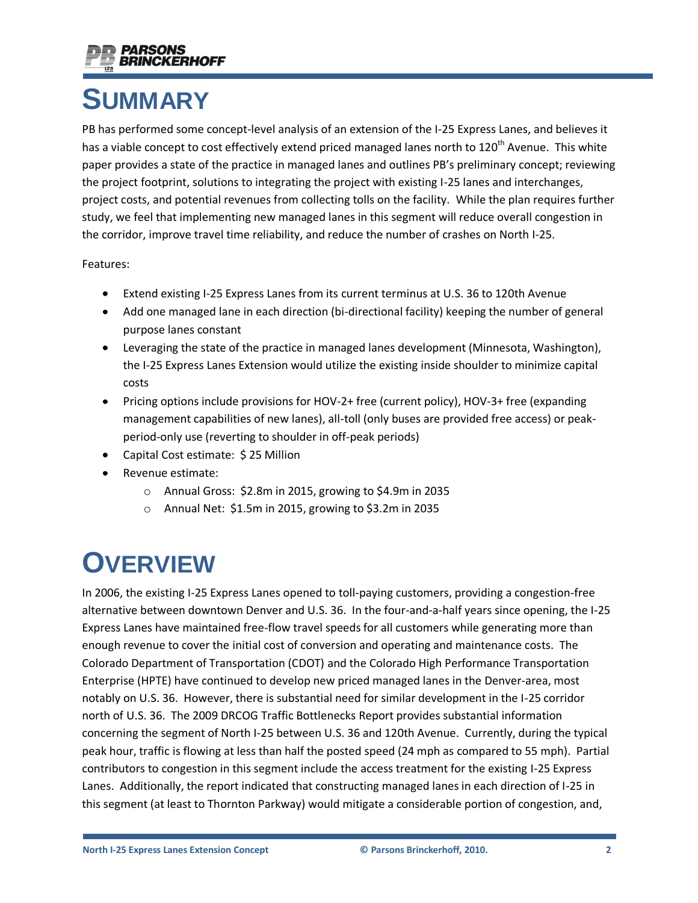# SUMMARY

PB has performed some concept-level analysis of an extension of the I-25 Express Lanes, and believes it has a viable concept to cost effectively extend priced managed lanes north to 120th Avenue. This white paper provides a state of the practice in managed lanes and outlines PB's preliminary concept; reviewing the project footprint, solutions to integrating the project with existing I-25 lanes and interchanges, project costs, and potential revenues from collecting tolls on the facility. While the plan requires further study, we feel that implementing new managed lanes in this segment will reduce overall congestion in the corridor, improve travel time reliability, and reduce the number of crashes on North I-25.

Features:

- Extend existing I-25 Express Lanes from its current terminus at U.S. 36 to 120th Avenue
- Add one managed lane in each direction (bi-directional facility) keeping the number of general purpose lanes constant
- Leveraging the state of the practice in managed lanes development (Minnesota, Washington), the I-25 Express Lanes Extension would utilize the existing inside shoulder to minimize capital costs
- Pricing options include provisions for HOV-2+ free (current policy), HOV-3+ free (expanding management capabilities of new lanes), all-toll (only buses are provided free access) or peak-period-only use (reverting to shoulder in off-peak periods)
- Capital Cost estimate: $ 25 Million
- Revenue estimate:
  - Annual Gross: $2.8m in 2015, growing to $4.9m in 2035
  - Annual Net: $1.5m in 2015, growing to $3.2m in 2035

# OVERVIEW

In 2006, the existing I-25 Express Lanes opened to toll-paying customers, providing a congestion-free alternative between downtown Denver and U.S. 36. In the four-and-a-half years since opening, the I-25 Express Lanes have maintained free-flow travel speeds for all customers while generating more than enough revenue to cover the initial cost of conversion and operating and maintenance costs. The Colorado Department of Transportation (CDOT) and the Colorado High Performance Transportation Enterprise (HPTE) have continued to develop new priced managed lanes in the Denver-area, most notably on U.S. 36. However, there is substantial need for similar development in the I-25 corridor north of U.S. 36. The 2009 DRCOG Traffic Bottlenecks Report provides substantial information concerning the segment of North I-25 between U.S. 36 and 120th Avenue. Currently, during the typical peak hour, traffic is flowing at less than half the posted speed (24 mph as compared to 55 mph). Partial contributors to congestion in this segment include the access treatment for the existing I-25 Express Lanes. Additionally, the report indicated that constructing managed lanes in each direction of I-25 in this segment (at least to Thornton Parkway) would mitigate a considerable portion of congestion, and,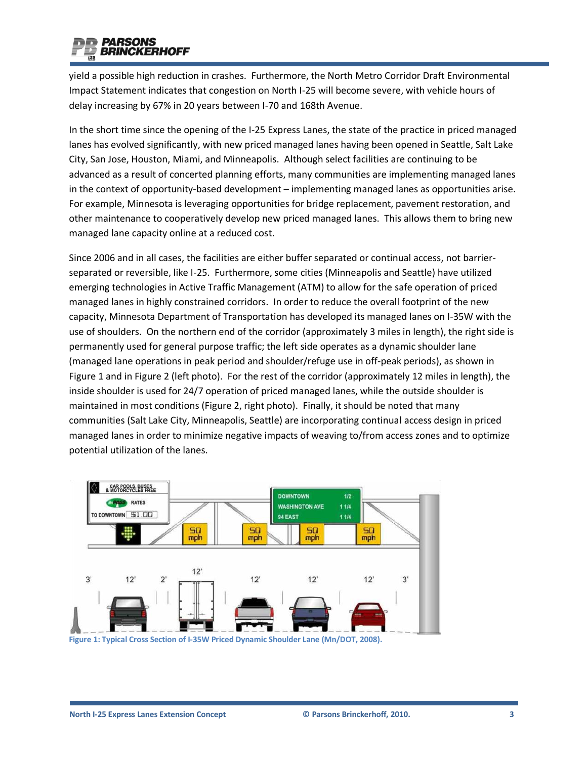yield a possible high reduction in crashes. Furthermore, the North Metro Corridor Draft Environmental Impact Statement indicates that congestion on North I-25 will become severe, with vehicle hours of delay increasing by 67% in 20 years between I-70 and 168th Avenue.

In the short time since the opening of the I-25 Express Lanes, the state of the practice in priced managed lanes has evolved significantly, with new priced managed lanes having been opened in Seattle, Salt Lake City, San Jose, Houston, Miami, and Minneapolis. Although select facilities are continuing to be advanced as a result of concerted planning efforts, many communities are implementing managed lanes in the context of opportunity-based development – implementing managed lanes as opportunities arise. For example, Minnesota is leveraging opportunities for bridge replacement, pavement restoration, and other maintenance to cooperatively develop new priced managed lanes. This allows them to bring new managed lane capacity online at a reduced cost.

Since 2006 and in all cases, the facilities are either buffer separated or continual access, not barrier-separated or reversible, like I-25. Furthermore, some cities (Minneapolis and Seattle) have utilized emerging technologies in Active Traffic Management (ATM) to allow for the safe operation of priced managed lanes in highly constrained corridors. In order to reduce the overall footprint of the new capacity, Minnesota Department of Transportation has developed its managed lanes on I-35W with the use of shoulders. On the northern end of the corridor (approximately 3 miles in length), the right side is permanently used for general purpose traffic; the left side operates as a dynamic shoulder lane (managed lane operations in peak period and shoulder/refuge use in off-peak periods), as shown in Figure 1 and in Figure 2 (left photo). For the rest of the corridor (approximately 12 miles in length), the inside shoulder is used for 24/7 operation of priced managed lanes, while the outside shoulder is maintained in most conditions (Figure 2, right photo). Finally, it should be noted that many communities (Salt Lake City, Minneapolis, Seattle) are incorporating continual access design in priced managed lanes in order to minimize negative impacts of weaving to/from access zones and to optimize potential utilization of the lanes.

**Figure 1: Typical Cross Section of I-35W Priced Dynamic Shoulder Lane (Mn/DOT, 2008).**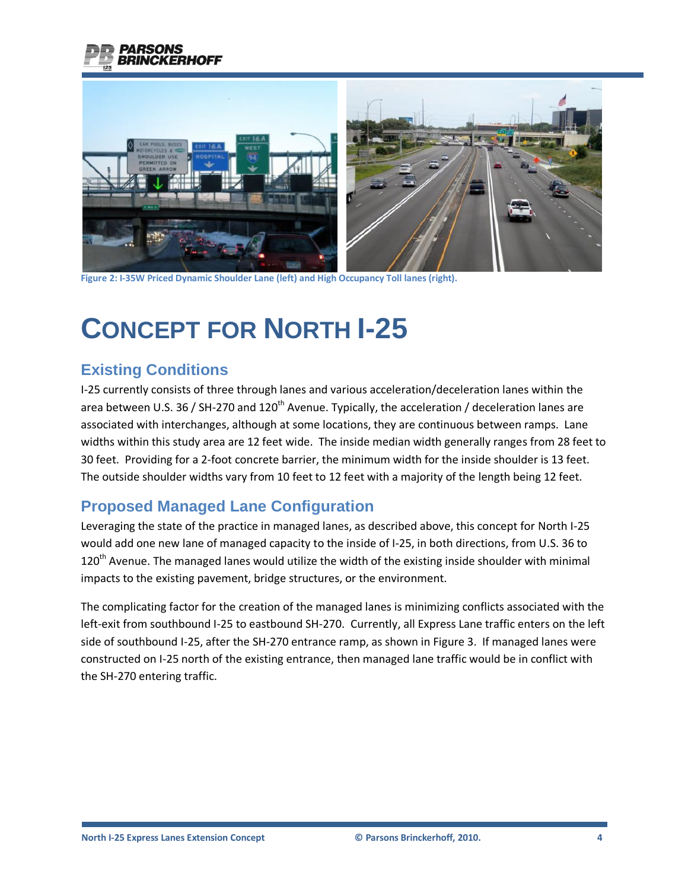Figure 2: I-35W Priced Dynamic Shoulder Lane (left) and High Occupancy Toll lanes (right).

# CONCEPT FOR NORTH I-25

## Existing Conditions

I-25 currently consists of three through lanes and various acceleration/deceleration lanes within the area between U.S. 36 / SH-270 and 120th Avenue. Typically, the acceleration / deceleration lanes are associated with interchanges, although at some locations, they are continuous between ramps. Lane widths within this study area are 12 feet wide. The inside median width generally ranges from 28 feet to 30 feet. Providing for a 2-foot concrete barrier, the minimum width for the inside shoulder is 13 feet. The outside shoulder widths vary from 10 feet to 12 feet with a majority of the length being 12 feet.

## Proposed Managed Lane Configuration

Leveraging the state of the practice in managed lanes, as described above, this concept for North I-25 would add one new lane of managed capacity to the inside of I-25, in both directions, from U.S. 36 to 120th Avenue. The managed lanes would utilize the width of the existing inside shoulder with minimal impacts to the existing pavement, bridge structures, or the environment.

The complicating factor for the creation of the managed lanes is minimizing conflicts associated with the left-exit from southbound I-25 to eastbound SH-270. Currently, all Express Lane traffic enters on the left side of southbound I-25, after the SH-270 entrance ramp, as shown in Figure 3. If managed lanes were constructed on I-25 north of the existing entrance, then managed lane traffic would be in conflict with the SH-270 entering traffic.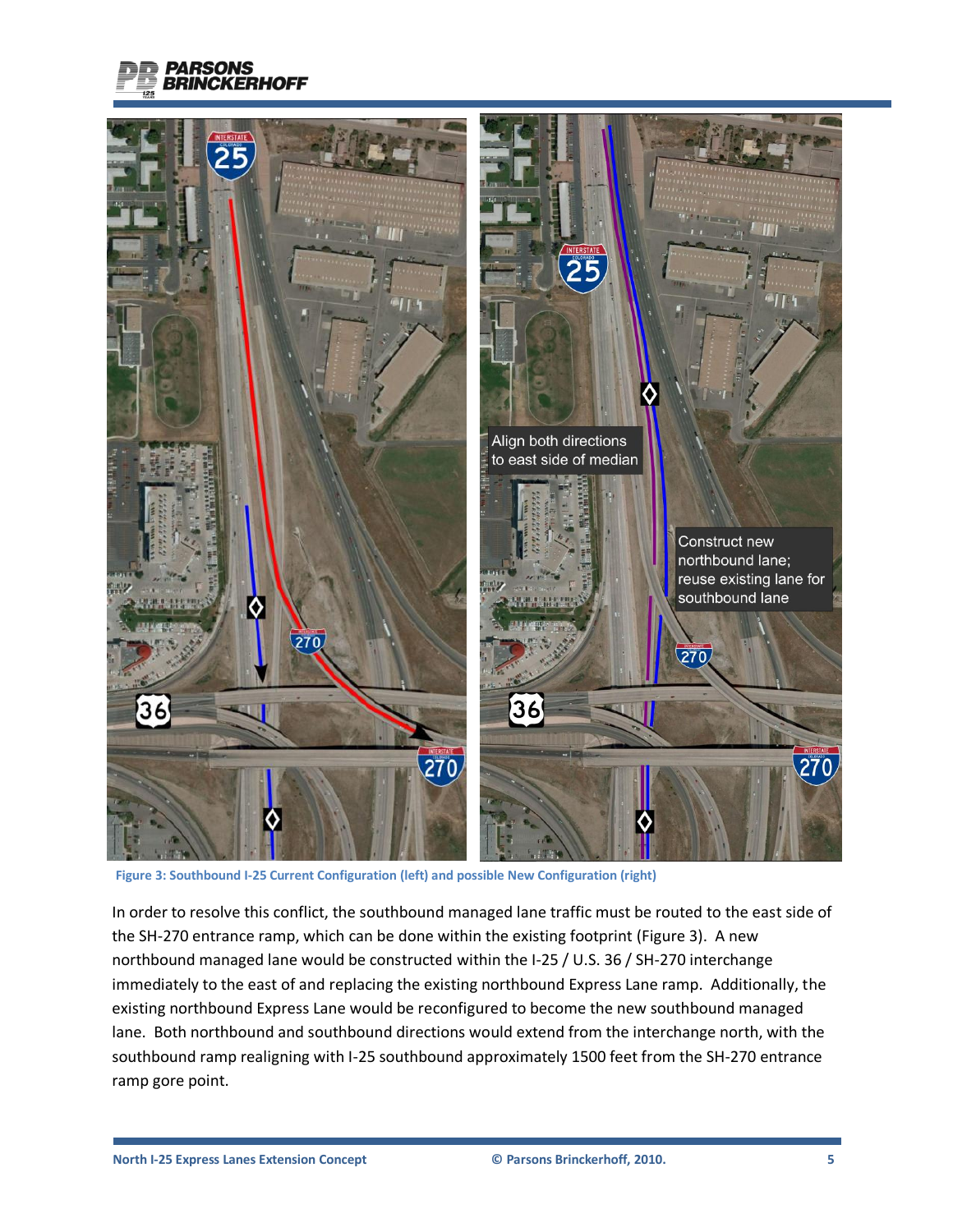Figure 3: Southbound I-25 Current Configuration (left) and possible New Configuration (right)

In order to resolve this conflict, the southbound managed lane traffic must be routed to the east side of the SH-270 entrance ramp, which can be done within the existing footprint (Figure 3). A new northbound managed lane would be constructed within the I-25 / U.S. 36 / SH-270 interchange immediately to the east of and replacing the existing northbound Express Lane ramp. Additionally, the existing northbound Express Lane would be reconfigured to become the new southbound managed lane. Both northbound and southbound directions would extend from the interchange north, with the southbound ramp realigning with I-25 southbound approximately 1500 feet from the SH-270 entrance ramp gore point.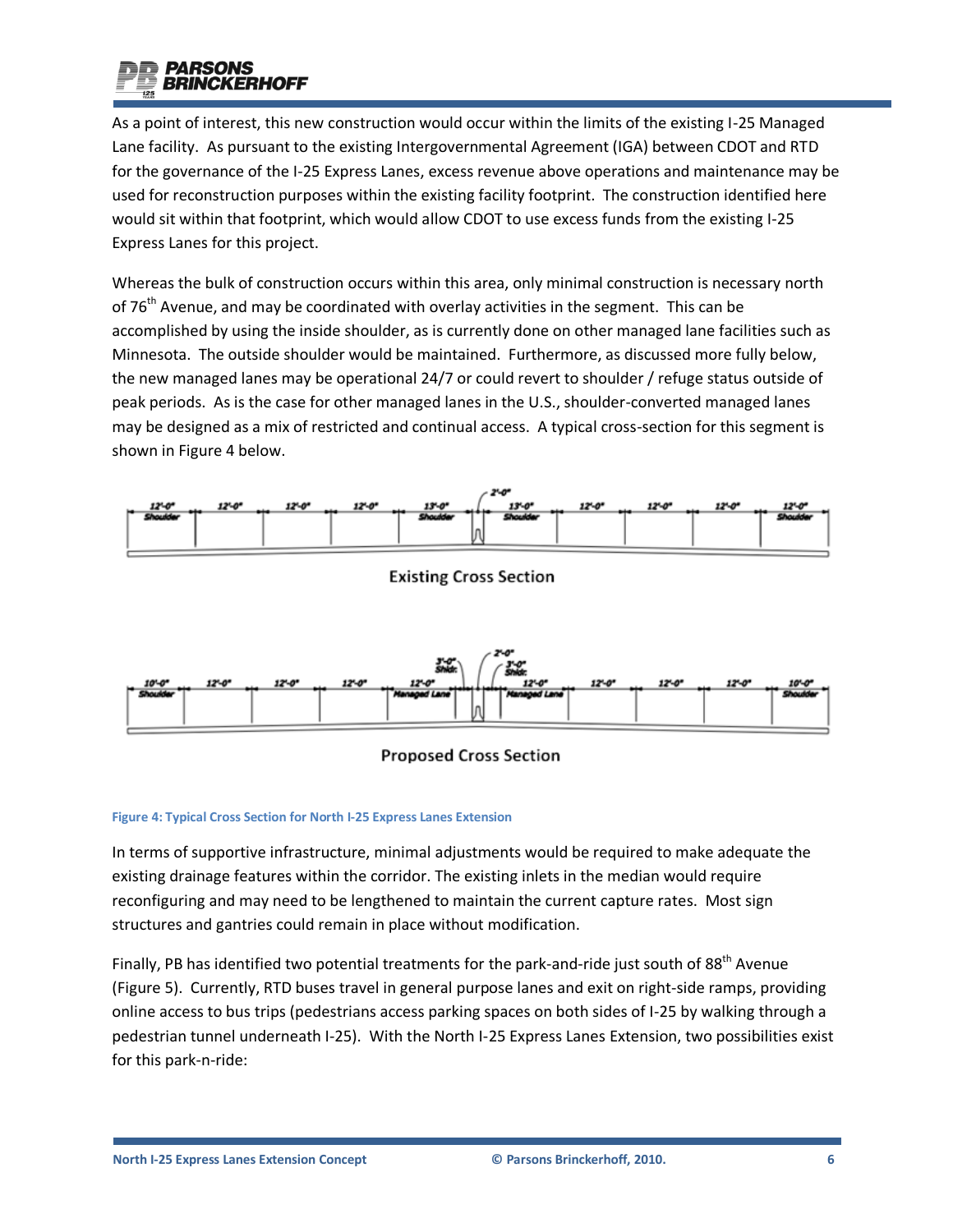As a point of interest, this new construction would occur within the limits of the existing I-25 Managed Lane facility. As pursuant to the existing Intergovernmental Agreement (IGA) between CDOT and RTD for the governance of the I-25 Express Lanes, excess revenue above operations and maintenance may be used for reconstruction purposes within the existing facility footprint. The construction identified here would sit within that footprint, which would allow CDOT to use excess funds from the existing I-25 Express Lanes for this project.

Whereas the bulk of construction occurs within this area, only minimal construction is necessary north of 76th Avenue, and may be coordinated with overlay activities in the segment. This can be accomplished by using the inside shoulder, as is currently done on other managed lane facilities such as Minnesota. The outside shoulder would be maintained. Furthermore, as discussed more fully below, the new managed lanes may be operational 24/7 or could revert to shoulder / refuge status outside of peak periods. As is the case for other managed lanes in the U.S., shoulder-converted managed lanes may be designed as a mix of restricted and continual access. A typical cross-section for this segment is shown in Figure 4 below.

Existing Cross Section

Proposed Cross Section

**Figure 4: Typical Cross Section for North I-25 Express Lanes Extension**

In terms of supportive infrastructure, minimal adjustments would be required to make adequate the existing drainage features within the corridor. The existing inlets in the median would require reconfiguring and may need to be lengthened to maintain the current capture rates. Most sign structures and gantries could remain in place without modification.

Finally, PB has identified two potential treatments for the park-and-ride just south of 88th Avenue (Figure 5). Currently, RTD buses travel in general purpose lanes and exit on right-side ramps, providing online access to bus trips (pedestrians access parking spaces on both sides of I-25 by walking through a pedestrian tunnel underneath I-25). With the North I-25 Express Lanes Extension, two possibilities exist for this park-n-ride: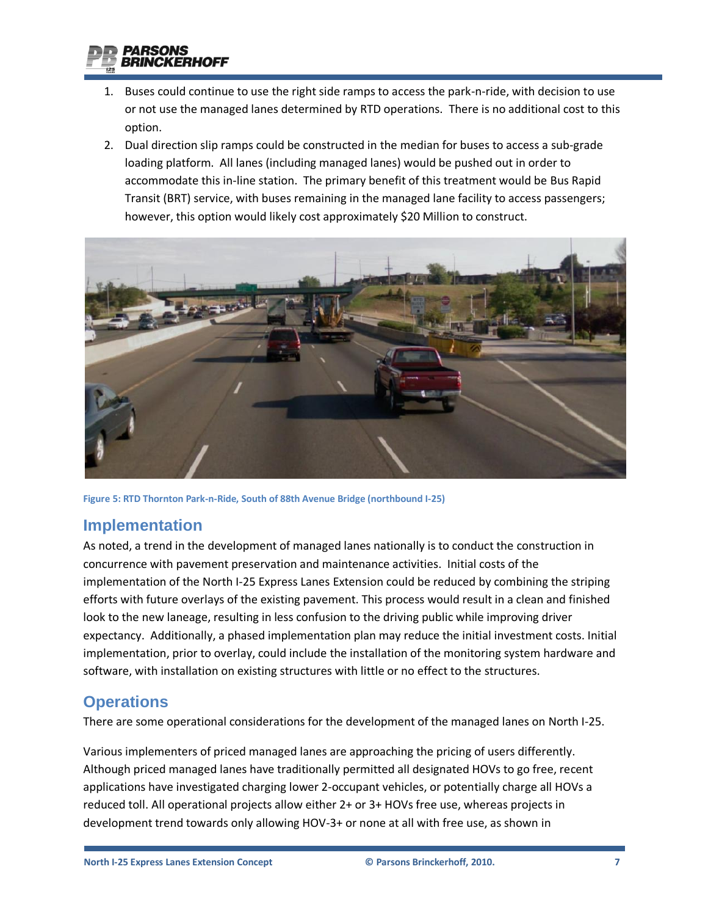1. Buses could continue to use the right side ramps to access the park-n-ride, with decision to use or not use the managed lanes determined by RTD operations. There is no additional cost to this option.
2. Dual direction slip ramps could be constructed in the median for buses to access a sub-grade loading platform. All lanes (including managed lanes) would be pushed out in order to accommodate this in-line station. The primary benefit of this treatment would be Bus Rapid Transit (BRT) service, with buses remaining in the managed lane facility to access passengers; however, this option would likely cost approximately $20 Million to construct.

**Figure 5: RTD Thornton Park-n-Ride, South of 88th Avenue Bridge (northbound I-25)**

## Implementation

As noted, a trend in the development of managed lanes nationally is to conduct the construction in concurrence with pavement preservation and maintenance activities. Initial costs of the implementation of the North I-25 Express Lanes Extension could be reduced by combining the striping efforts with future overlays of the existing pavement. This process would result in a clean and finished look to the new laneage, resulting in less confusion to the driving public while improving driver expectancy. Additionally, a phased implementation plan may reduce the initial investment costs. Initial implementation, prior to overlay, could include the installation of the monitoring system hardware and software, with installation on existing structures with little or no effect to the structures.

## Operations

There are some operational considerations for the development of the managed lanes on North I-25.

Various implementers of priced managed lanes are approaching the pricing of users differently. Although priced managed lanes have traditionally permitted all designated HOVs to go free, recent applications have investigated charging lower 2-occupant vehicles, or potentially charge all HOVs a reduced toll. All operational projects allow either 2+ or 3+ HOVs free use, whereas projects in development trend towards only allowing HOV-3+ or none at all with free use, as shown in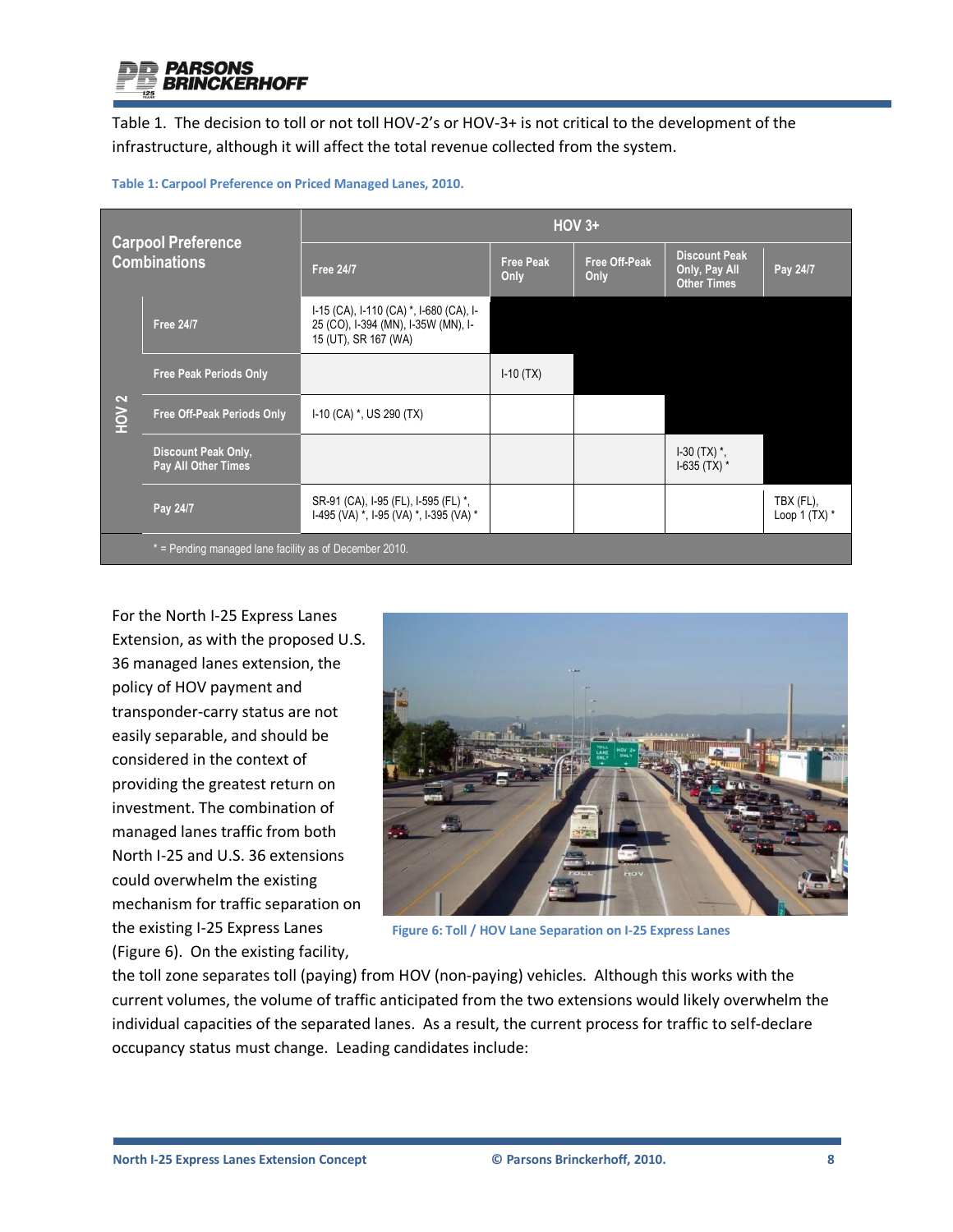Table 1. The decision to toll or not toll HOV-2's or HOV-3+ is not critical to the development of the infrastructure, although it will affect the total revenue collected from the system.

**Table 1: Carpool Preference on Priced Managed Lanes, 2010.**

| Carpool Preference Combinations | | HOV 3+ | | | | |
|---|---|---|---|---|---|---|
| | | Free 24/7 | Free Peak Only | Free Off-Peak Only | Discount Peak Only, Pay All Other Times | Pay 24/7 |
| HOV 2 | Free 24/7 | I-15 (CA), I-110 (CA) *, I-680 (CA), I-25 (CO), I-394 (MN), I-35W (MN), I-15 (UT), SR 167 (WA) | | | | |
| | Free Peak Periods Only | | I-10 (TX) | | | |
| | Free Off-Peak Periods Only | I-10 (CA) *, US 290 (TX) | | | | |
| | Discount Peak Only, Pay All Other Times | | | | I-30 (TX) *, I-635 (TX) * | |
| | Pay 24/7 | SR-91 (CA), I-95 (FL), I-595 (FL) *, I-495 (VA) *, I-95 (VA) *, I-395 (VA) * | | | | TBX (FL), Loop 1 (TX) * |

\* = Pending managed lane facility as of December 2010.

For the North I-25 Express Lanes Extension, as with the proposed U.S. 36 managed lanes extension, the policy of HOV payment and transponder-carry status are not easily separable, and should be considered in the context of providing the greatest return on investment. The combination of managed lanes traffic from both North I-25 and U.S. 36 extensions could overwhelm the existing mechanism for traffic separation on the existing I-25 Express Lanes (Figure 6). On the existing facility, the toll zone separates toll (paying) from HOV (non-paying) vehicles. Although this works with the current volumes, the volume of traffic anticipated from the two extensions would likely overwhelm the individual capacities of the separated lanes. As a result, the current process for traffic to self-declare occupancy status must change. Leading candidates include:

Figure 6: Toll / HOV Lane Separation on I-25 Express Lanes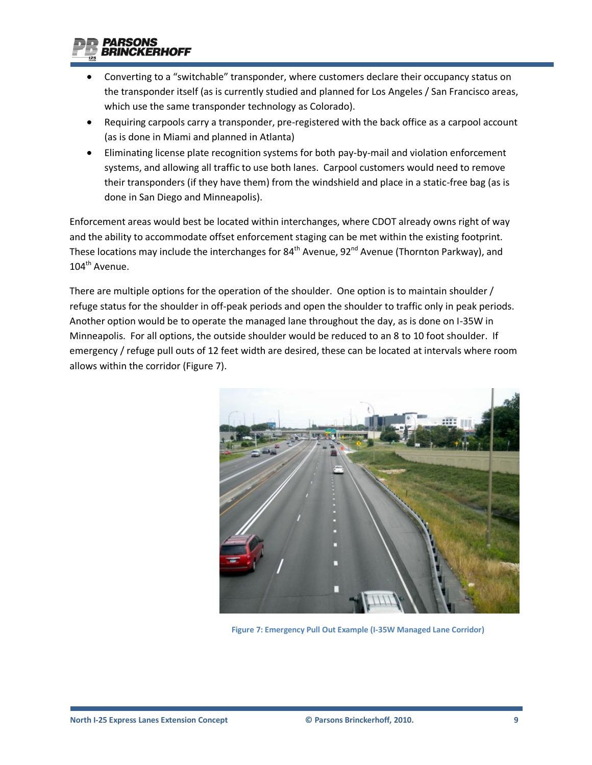- Converting to a "switchable" transponder, where customers declare their occupancy status on the transponder itself (as is currently studied and planned for Los Angeles / San Francisco areas, which use the same transponder technology as Colorado).
- Requiring carpools carry a transponder, pre-registered with the back office as a carpool account (as is done in Miami and planned in Atlanta)
- Eliminating license plate recognition systems for both pay-by-mail and violation enforcement systems, and allowing all traffic to use both lanes. Carpool customers would need to remove their transponders (if they have them) from the windshield and place in a static-free bag (as is done in San Diego and Minneapolis).

Enforcement areas would best be located within interchanges, where CDOT already owns right of way and the ability to accommodate offset enforcement staging can be met within the existing footprint. These locations may include the interchanges for 84th Avenue, 92nd Avenue (Thornton Parkway), and 104th Avenue.

There are multiple options for the operation of the shoulder. One option is to maintain shoulder / refuge status for the shoulder in off-peak periods and open the shoulder to traffic only in peak periods. Another option would be to operate the managed lane throughout the day, as is done on I-35W in Minneapolis. For all options, the outside shoulder would be reduced to an 8 to 10 foot shoulder. If emergency / refuge pull outs of 12 feet width are desired, these can be located at intervals where room allows within the corridor (Figure 7).

Figure 7: Emergency Pull Out Example (I-35W Managed Lane Corridor)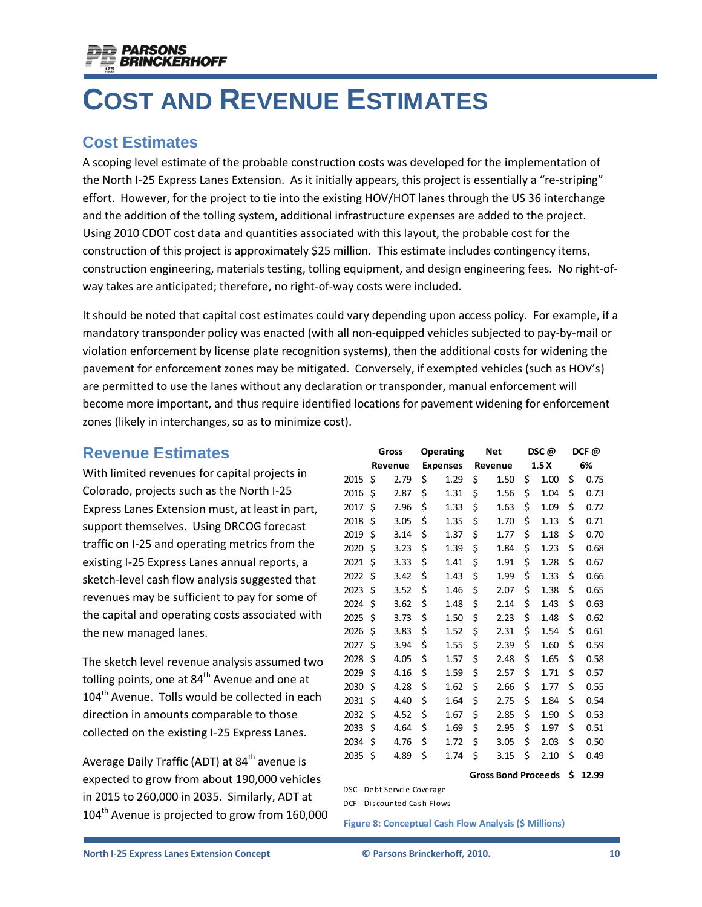# COST AND REVENUE ESTIMATES

## Cost Estimates

A scoping level estimate of the probable construction costs was developed for the implementation of the North I-25 Express Lanes Extension. As it initially appears, this project is essentially a "re-striping" effort. However, for the project to tie into the existing HOV/HOT lanes through the US 36 interchange and the addition of the tolling system, additional infrastructure expenses are added to the project. Using 2010 CDOT cost data and quantities associated with this layout, the probable cost for the construction of this project is approximately $25 million. This estimate includes contingency items, construction engineering, materials testing, tolling equipment, and design engineering fees. No right-of-way takes are anticipated; therefore, no right-of-way costs were included.

It should be noted that capital cost estimates could vary depending upon access policy. For example, if a mandatory transponder policy was enacted (with all non-equipped vehicles subjected to pay-by-mail or violation enforcement by license plate recognition systems), then the additional costs for widening the pavement for enforcement zones may be mitigated. Conversely, if exempted vehicles (such as HOV's) are permitted to use the lanes without any declaration or transponder, manual enforcement will become more important, and thus require identified locations for pavement widening for enforcement zones (likely in interchanges, so as to minimize cost).

## Revenue Estimates

With limited revenues for capital projects in Colorado, projects such as the North I-25 Express Lanes Extension must, at least in part, support themselves. Using DRCOG forecast traffic on I-25 and operating metrics from the existing I-25 Express Lanes annual reports, a sketch-level cash flow analysis suggested that revenues may be sufficient to pay for some of the capital and operating costs associated with the new managed lanes.

The sketch level revenue analysis assumed two tolling points, one at 84th Avenue and one at 104th Avenue. Tolls would be collected in each direction in amounts comparable to those collected on the existing I-25 Express Lanes.

Average Daily Traffic (ADT) at 84th avenue is expected to grow from about 190,000 vehicles in 2015 to 260,000 in 2035. Similarly, ADT at 104th Avenue is projected to grow from 160,000

| | Gross Revenue | Operating Expenses | Net Revenue | DSC @ 1.5 X | DCF @ 6% |
|---|---|---|---|---|---|
| 2015 | $ 2.79 | $ 1.29 | $ 1.50 | $ 1.00 | $ 0.75 |
| 2016 | $ 2.87 | $ 1.31 | $ 1.56 | $ 1.04 | $ 0.73 |
| 2017 | $ 2.96 | $ 1.33 | $ 1.63 | $ 1.09 | $ 0.72 |
| 2018 | $ 3.05 | $ 1.35 | $ 1.70 | $ 1.13 | $ 0.71 |
| 2019 | $ 3.14 | $ 1.37 | $ 1.77 | $ 1.18 | $ 0.70 |
| 2020 | $ 3.23 | $ 1.39 | $ 1.84 | $ 1.23 | $ 0.68 |
| 2021 | $ 3.33 | $ 1.41 | $ 1.91 | $ 1.28 | $ 0.67 |
| 2022 | $ 3.42 | $ 1.43 | $ 1.99 | $ 1.33 | $ 0.66 |
| 2023 | $ 3.52 | $ 1.46 | $ 2.07 | $ 1.38 | $ 0.65 |
| 2024 | $ 3.62 | $ 1.48 | $ 2.14 | $ 1.43 | $ 0.63 |
| 2025 | $ 3.73 | $ 1.50 | $ 2.23 | $ 1.48 | $ 0.62 |
| 2026 | $ 3.83 | $ 1.52 | $ 2.31 | $ 1.54 | $ 0.61 |
| 2027 | $ 3.94 | $ 1.55 | $ 2.39 | $ 1.60 | $ 0.59 |
| 2028 | $ 4.05 | $ 1.57 | $ 2.48 | $ 1.65 | $ 0.58 |
| 2029 | $ 4.16 | $ 1.59 | $ 2.57 | $ 1.71 | $ 0.57 |
| 2030 | $ 4.28 | $ 1.62 | $ 2.66 | $ 1.77 | $ 0.55 |
| 2031 | $ 4.40 | $ 1.64 | $ 2.75 | $ 1.84 | $ 0.54 |
| 2032 | $ 4.52 | $ 1.67 | $ 2.85 | $ 1.90 | $ 0.53 |
| 2033 | $ 4.64 | $ 1.69 | $ 2.95 | $ 1.97 | $ 0.51 |
| 2034 | $ 4.76 | $ 1.72 | $ 3.05 | $ 2.03 | $ 0.50 |
| 2035 | $ 4.89 | $ 1.74 | $ 3.15 | $ 2.10 | $ 0.49 |
| | | | | **Gross Bond Proceeds** | **$ 12.99** |

DSC - Debt Servcie Coverage

DCF - Discounted Cash Flows

**Figure 8: Conceptual Cash Flow Analysis ($ Millions)**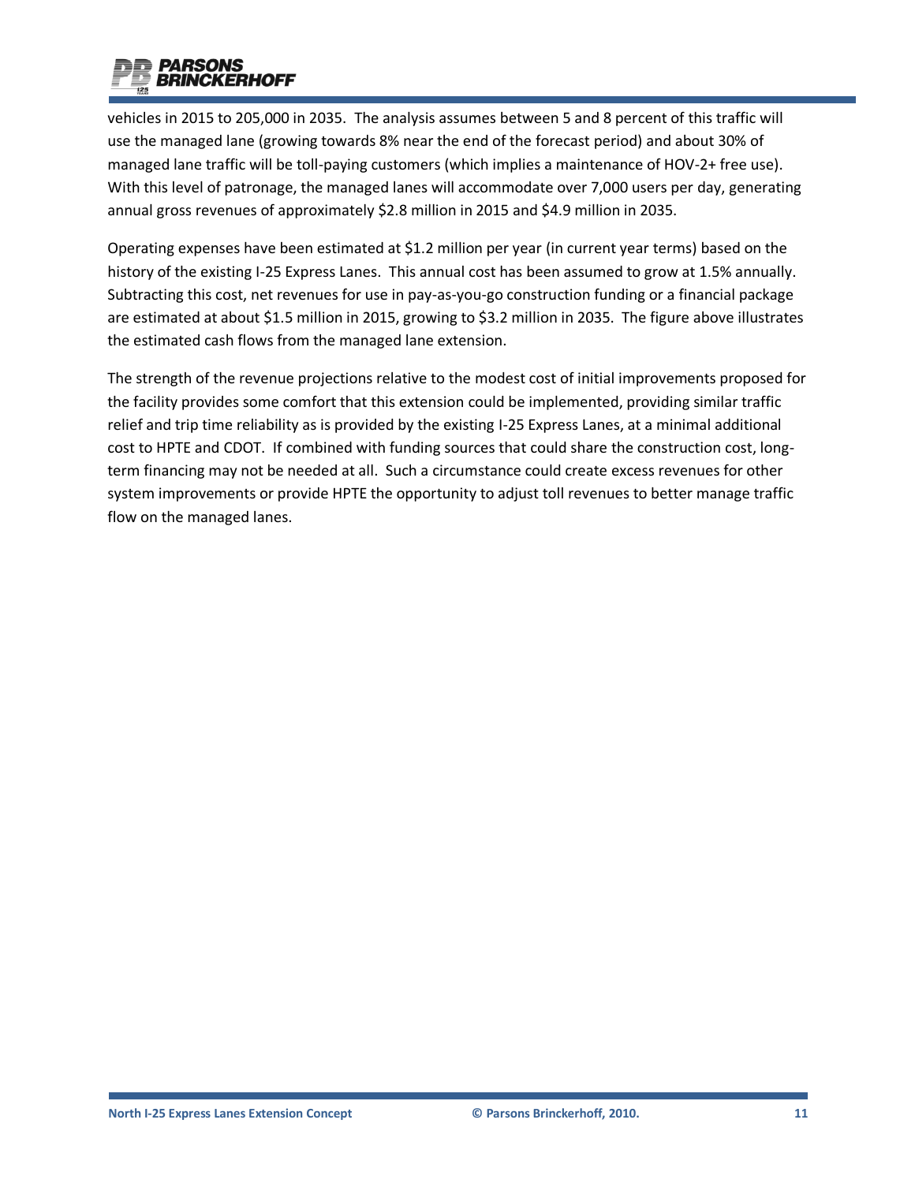vehicles in 2015 to 205,000 in 2035. The analysis assumes between 5 and 8 percent of this traffic will use the managed lane (growing towards 8% near the end of the forecast period) and about 30% of managed lane traffic will be toll-paying customers (which implies a maintenance of HOV-2+ free use). With this level of patronage, the managed lanes will accommodate over 7,000 users per day, generating annual gross revenues of approximately $2.8 million in 2015 and $4.9 million in 2035.

Operating expenses have been estimated at $1.2 million per year (in current year terms) based on the history of the existing I-25 Express Lanes. This annual cost has been assumed to grow at 1.5% annually. Subtracting this cost, net revenues for use in pay-as-you-go construction funding or a financial package are estimated at about $1.5 million in 2015, growing to $3.2 million in 2035. The figure above illustrates the estimated cash flows from the managed lane extension.

The strength of the revenue projections relative to the modest cost of initial improvements proposed for the facility provides some comfort that this extension could be implemented, providing similar traffic relief and trip time reliability as is provided by the existing I-25 Express Lanes, at a minimal additional cost to HPTE and CDOT. If combined with funding sources that could share the construction cost, long-term financing may not be needed at all. Such a circumstance could create excess revenues for other system improvements or provide HPTE the opportunity to adjust toll revenues to better manage traffic flow on the managed lanes.